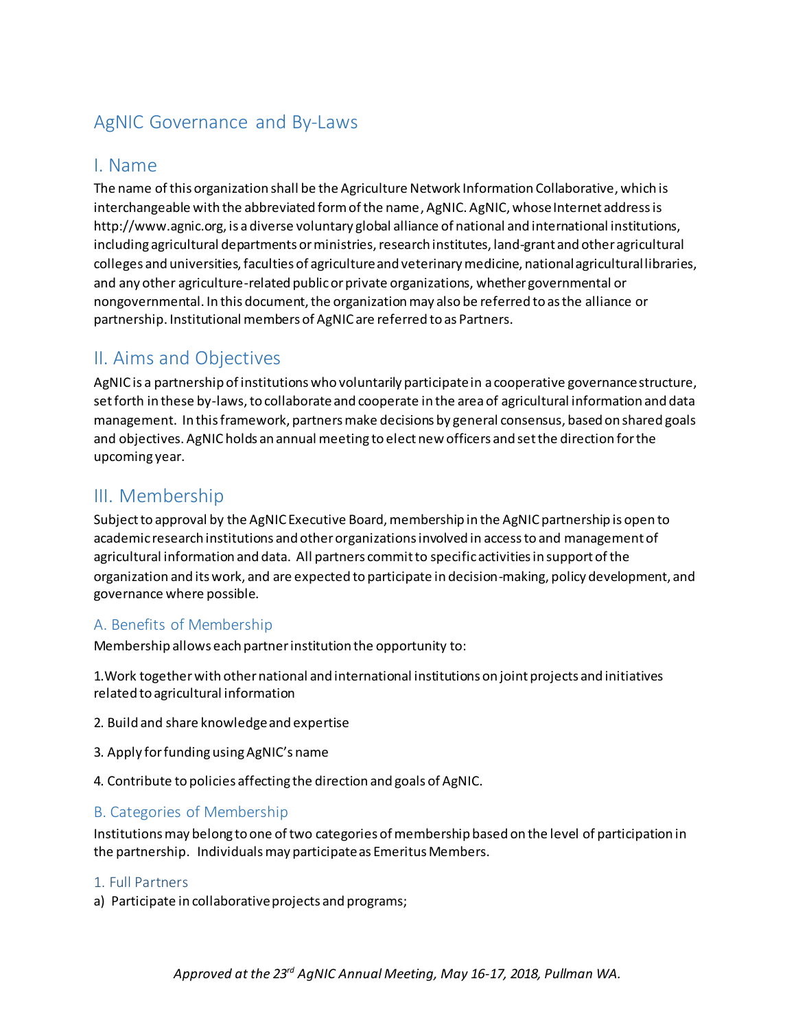# AgNIC Governance and By-Laws

## I. Name

The name of this organization shall be the Agriculture Network Information Collaborative, which is interchangeable with the abbreviated form of the name, AgNIC. AgNIC, whose Internet address is http://www.agnic.org, is a diverse voluntary global alliance of national and international institutions, including agricultural departments or ministries, research institutes, land-grant and other agricultural colleges and universities, faculties of agriculture and veterinary medicine, national agricultural libraries, and any other agriculture-related public or private organizations, whether governmental or nongovernmental. In this document, the organization may also be referred to as the alliance or partnership. Institutional members of AgNIC are referred to as Partners.

## II. Aims and Objectives

AgNIC is a partnership of institutions who voluntarily participate in a cooperative governance structure, set forth in these by-laws, to collaborate and cooperate in the area of agricultural information and data management. In this framework, partners make decisions by general consensus, based on shared goals and objectives. AgNIC holds an annual meeting to elect new officers and set the direction for the upcoming year.

## III. Membership

Subject to approval by the AgNIC Executive Board, membership in the AgNIC partnership is open to academic research institutions and other organizations involved in access to and management of agricultural information and data. All partners commit to specific activities in support of the organization and its work, and are expected to participate in decision-making, policy development, and governance where possible.

### A. Benefits of Membership

Membership allows each partner institution the opportunity to:

1. Work together with other national and international institutions on joint projects and initiatives related to agricultural information

2. Build and share knowledge and expertise

3. Apply for funding using AgNIC's name

4. Contribute to policies affecting the direction and goals of AgNIC.

### B. Categories of Membership

Institutions may belong to one of two categories of membership based on the level of participation in the partnership. Individuals may participate as Emeritus Members.

#### 1. Full Partners

a) Participate in collaborative projects and programs;

*Approved at the 23rd AgNIC Annual Meeting, May 16-17, 2018, Pullman WA.*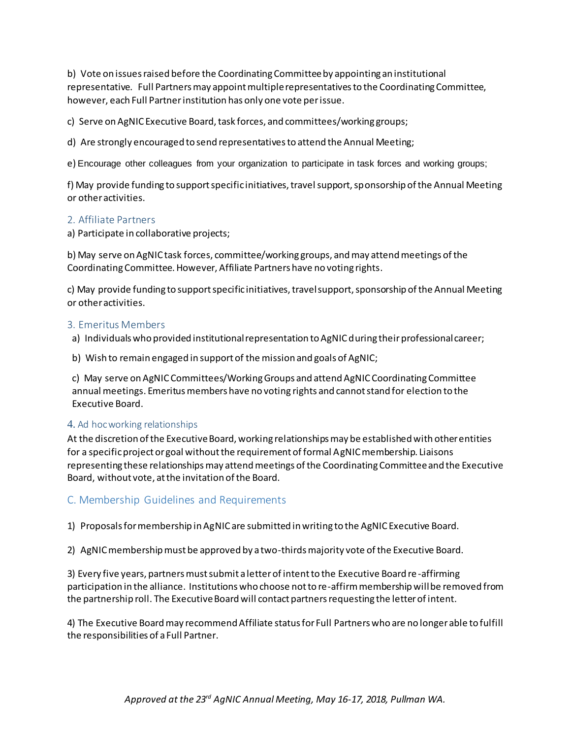b) Vote on issues raised before the Coordinating Committee by appointing an institutional representative. Full Partners may appoint multiple representatives to the Coordinating Committee, however, each Full Partner institution has only one vote per issue.

c) Serve on AgNIC Executive Board, task forces, and committees/working groups;

d) Are strongly encouraged to send representatives to attend the Annual Meeting;

e) Encourage other colleagues from your organization to participate in task forces and working groups;

f) May provide funding to support specific initiatives, travel support, sponsorship of the Annual Meeting or other activities.

### 2. Affiliate Partners

a) Participate in collaborative projects;

b) May serve on AgNIC task forces, committee/working groups, and may attend meetings of the Coordinating Committee. However, Affiliate Partners have no voting rights.

c) May provide funding to support specific initiatives, travel support, sponsorship of the Annual Meeting or other activities.

### 3. Emeritus Members

a) Individuals who provided institutional representation to AgNIC during their professional career;

b) Wish to remain engaged in support of the mission and goals of AgNIC;

c) May serve on AgNIC Committees/Working Groups and attend AgNIC Coordinating Committee annual meetings. Emeritus members have no voting rights and cannot stand for election to the Executive Board.

### 4. Ad hoc working relationships

At the discretion of the Executive Board, working relationships may be established with other entities for a specific project or goal without the requirement of formal AgNIC membership. Liaisons representing these relationships may attend meetings of the Coordinating Committee and the Executive Board, without vote, at the invitation of the Board.

## C. Membership Guidelines and Requirements

1) Proposals for membership in AgNIC are submitted in writing to the AgNIC Executive Board.

2) AgNIC membership must be approved by a two-thirds majority vote of the Executive Board.

3) Every five years, partners must submit a letter of intent to the Executive Board re-affirming participation in the alliance. Institutions who choose not to re-affirm membership will be removed from the partnership roll. The Executive Board will contact partners requesting the letter of intent.

4) The Executive Board may recommend Affiliate status for Full Partners who are no longer able to fulfill the responsibilities of a Full Partner.

*Approved at the 23rd AgNIC Annual Meeting, May 16-17, 2018, Pullman WA.*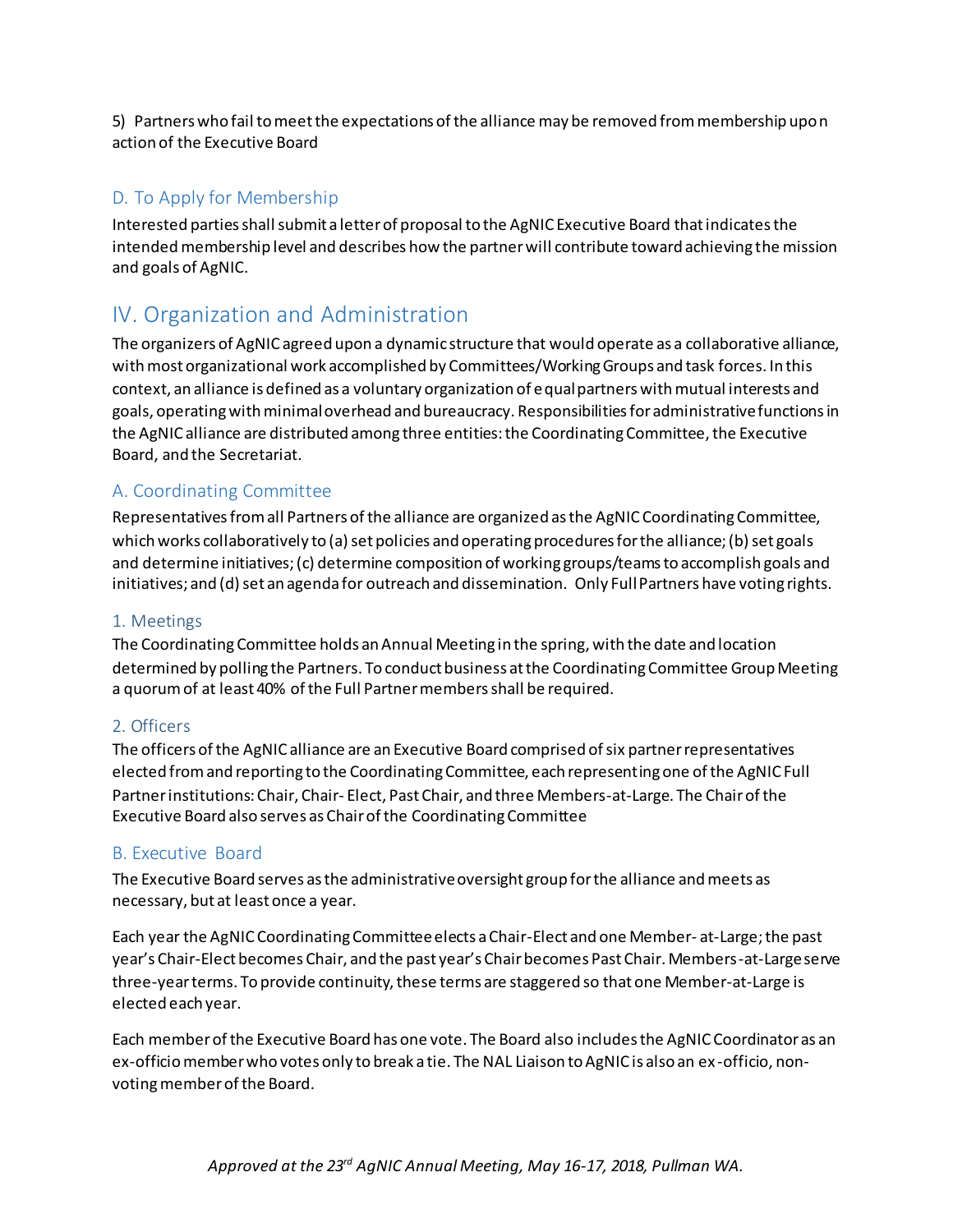5) Partners who fail to meet the expectations of the alliance may be removed from membership upon action of the Executive Board

### D. To Apply for Membership

Interested parties shall submit a letter of proposal to the AgNIC Executive Board that indicates the intended membership level and describes how the partner will contribute toward achieving the mission and goals of AgNIC.

## IV. Organization and Administration

The organizers of AgNIC agreed upon a dynamic structure that would operate as a collaborative alliance, with most organizational work accomplished by Committees/Working Groups and task forces. In this context, an alliance is defined as a voluntary organization of equal partners with mutual interests and goals, operating with minimal overhead and bureaucracy. Responsibilities for administrative functions in the AgNIC alliance are distributed among three entities: the Coordinating Committee, the Executive Board, and the Secretariat.

### A. Coordinating Committee

Representatives from all Partners of the alliance are organized as the AgNIC Coordinating Committee, which works collaboratively to (a) set policies and operating procedures for the alliance; (b) set goals and determine initiatives; (c) determine composition of working groups/teams to accomplish goals and initiatives; and (d) set an agenda for outreach and dissemination. Only Full Partners have voting rights.

#### 1. Meetings

The Coordinating Committee holds an Annual Meeting in the spring, with the date and location determined by polling the Partners. To conduct business at the Coordinating Committee Group Meeting a quorum of at least 40% of the Full Partner members shall be required.

#### 2. Officers

The officers of the AgNIC alliance are an Executive Board comprised of six partner representatives elected from and reporting to the Coordinating Committee, each representing one of the AgNIC Full Partner institutions: Chair, Chair- Elect, Past Chair, and three Members-at-Large. The Chair of the Executive Board also serves as Chair of the Coordinating Committee

### B. Executive Board

The Executive Board serves as the administrative oversight group for the alliance and meets as necessary, but at least once a year.

Each year the AgNIC Coordinating Committee elects a Chair-Elect and one Member- at-Large; the past year's Chair-Elect becomes Chair, and the past year's Chair becomes Past Chair. Members-at-Large serve three-year terms. To provide continuity, these terms are staggered so that one Member-at-Large is elected each year.

Each member of the Executive Board has one vote. The Board also includes the AgNIC Coordinator as an ex-officio member who votes only to break a tie. The NAL Liaison to AgNIC is also an ex-officio, non-voting member of the Board.

*Approved at the 23rd AgNIC Annual Meeting, May 16-17, 2018, Pullman WA.*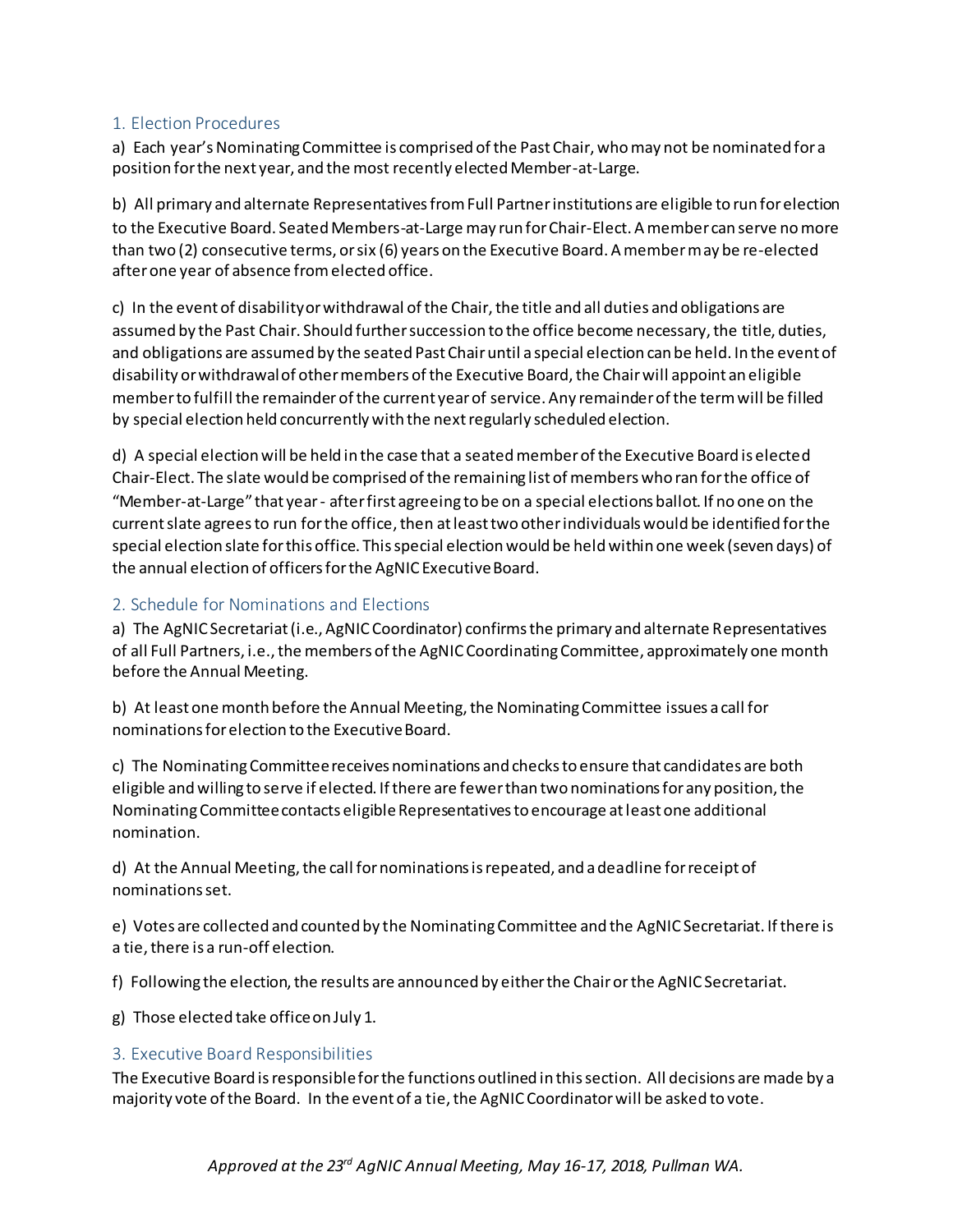## 1. Election Procedures

a) Each year's Nominating Committee is comprised of the Past Chair, who may not be nominated for a position for the next year, and the most recently elected Member-at-Large.

b) All primary and alternate Representatives from Full Partner institutions are eligible to run for election to the Executive Board. Seated Members-at-Large may run for Chair-Elect. A member can serve no more than two (2) consecutive terms, or six (6) years on the Executive Board. A member may be re-elected after one year of absence from elected office.

c) In the event of disability or withdrawal of the Chair, the title and all duties and obligations are assumed by the Past Chair. Should further succession to the office become necessary, the title, duties, and obligations are assumed by the seated Past Chair until a special election can be held. In the event of disability or withdrawal of other members of the Executive Board, the Chair will appoint an eligible member to fulfill the remainder of the current year of service. Any remainder of the term will be filled by special election held concurrently with the next regularly scheduled election.

d) A special election will be held in the case that a seated member of the Executive Board is elected Chair-Elect. The slate would be comprised of the remaining list of members who ran for the office of "Member-at-Large" that year - after first agreeing to be on a special elections ballot. If no one on the current slate agrees to run for the office, then at least two other individuals would be identified for the special election slate for this office. This special election would be held within one week (seven days) of the annual election of officers for the AgNIC Executive Board.

## 2. Schedule for Nominations and Elections

a) The AgNIC Secretariat (i.e., AgNIC Coordinator) confirms the primary and alternate Representatives of all Full Partners, i.e., the members of the AgNIC Coordinating Committee, approximately one month before the Annual Meeting.

b) At least one month before the Annual Meeting, the Nominating Committee issues a call for nominations for election to the Executive Board.

c) The Nominating Committee receives nominations and checks to ensure that candidates are both eligible and willing to serve if elected. If there are fewer than two nominations for any position, the Nominating Committee contacts eligible Representatives to encourage at least one additional nomination.

d) At the Annual Meeting, the call for nominations is repeated, and a deadline for receipt of nominations set.

e) Votes are collected and counted by the Nominating Committee and the AgNIC Secretariat. If there is a tie, there is a run-off election.

f) Following the election, the results are announced by either the Chair or the AgNIC Secretariat.

g) Those elected take office on July 1.

## 3. Executive Board Responsibilities

The Executive Board is responsible for the functions outlined in this section. All decisions are made by a majority vote of the Board. In the event of a tie, the AgNIC Coordinator will be asked to vote.

*Approved at the 23rd AgNIC Annual Meeting, May 16-17, 2018, Pullman WA.*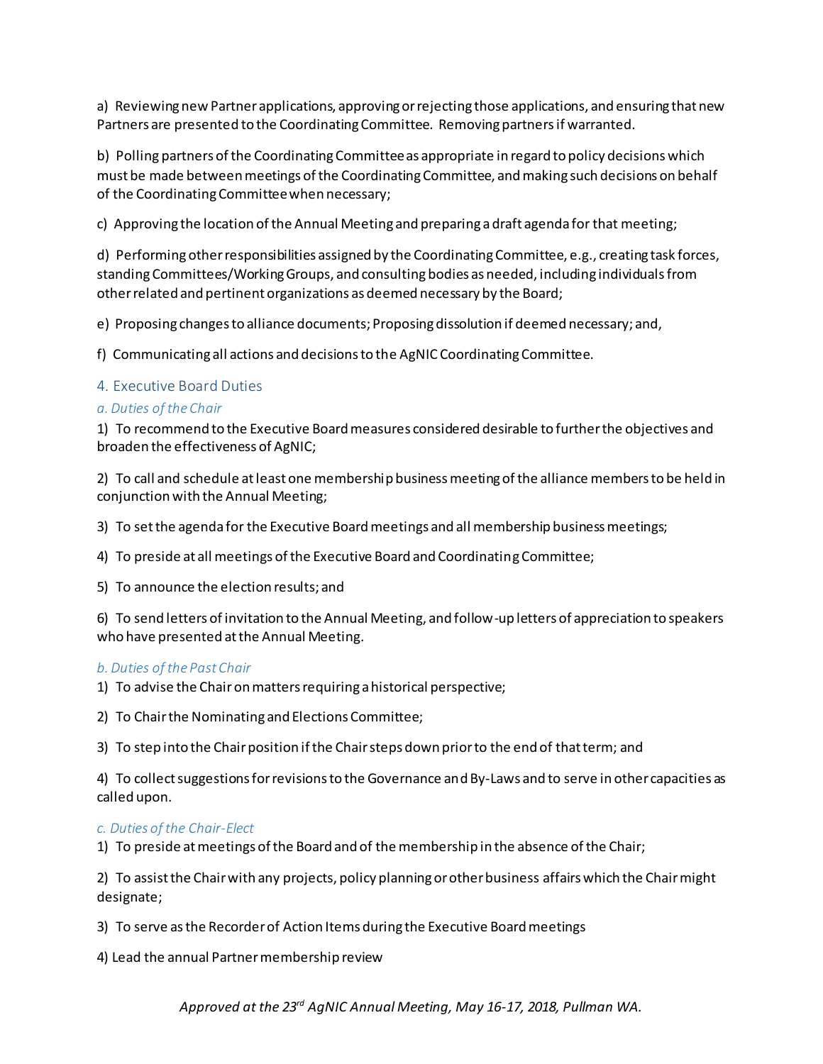a) Reviewing new Partner applications, approving or rejecting those applications, and ensuring that new Partners are presented to the Coordinating Committee. Removing partners if warranted.

b) Polling partners of the Coordinating Committee as appropriate in regard to policy decisions which must be made between meetings of the Coordinating Committee, and making such decisions on behalf of the Coordinating Committee when necessary;

c) Approving the location of the Annual Meeting and preparing a draft agenda for that meeting;

d) Performing other responsibilities assigned by the Coordinating Committee, e.g., creating task forces, standing Committees/Working Groups, and consulting bodies as needed, including individuals from other related and pertinent organizations as deemed necessary by the Board;

e) Proposing changes to alliance documents; Proposing dissolution if deemed necessary; and,

f) Communicating all actions and decisions to the AgNIC Coordinating Committee.

## 4. Executive Board Duties

### *a. Duties of the Chair*

1) To recommend to the Executive Board measures considered desirable to further the objectives and broaden the effectiveness of AgNIC;

2) To call and schedule at least one membership business meeting of the alliance members to be held in conjunction with the Annual Meeting;

3) To set the agenda for the Executive Board meetings and all membership business meetings;

4) To preside at all meetings of the Executive Board and Coordinating Committee;

5) To announce the election results; and

6) To send letters of invitation to the Annual Meeting, and follow-up letters of appreciation to speakers who have presented at the Annual Meeting.

### *b. Duties of the Past Chair*

1) To advise the Chair on matters requiring a historical perspective;

2) To Chair the Nominating and Elections Committee;

3) To step into the Chair position if the Chair steps down prior to the end of that term; and

4) To collect suggestions for revisions to the Governance and By-Laws and to serve in other capacities as called upon.

### *c. Duties of the Chair-Elect*

1) To preside at meetings of the Board and of the membership in the absence of the Chair;

2) To assist the Chair with any projects, policy planning or other business affairs which the Chair might designate;

3) To serve as the Recorder of Action Items during the Executive Board meetings

4) Lead the annual Partner membership review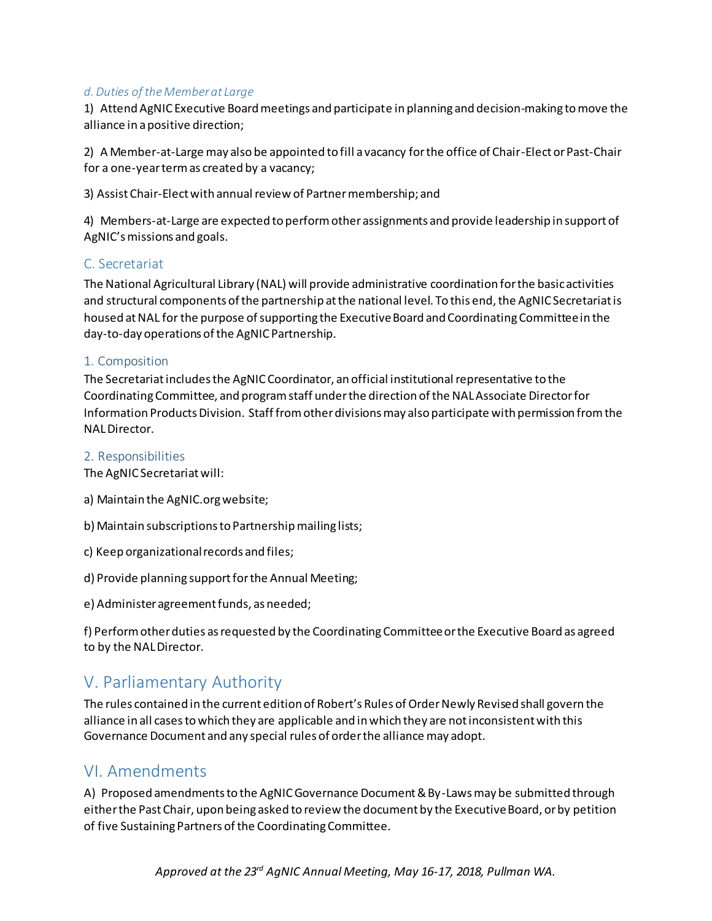#### *d. Duties of the Member at Large*

1) Attend AgNIC Executive Board meetings and participate in planning and decision-making to move the alliance in a positive direction;

2) A Member-at-Large may also be appointed to fill a vacancy for the office of Chair-Elect or Past-Chair for a one-year term as created by a vacancy;

3) Assist Chair-Elect with annual review of Partner membership; and

4) Members-at-Large are expected to perform other assignments and provide leadership in support of AgNIC's missions and goals.

### C. Secretariat

The National Agricultural Library (NAL) will provide administrative coordination for the basic activities and structural components of the partnership at the national level. To this end, the AgNIC Secretariat is housed at NAL for the purpose of supporting the Executive Board and Coordinating Committee in the day-to-day operations of the AgNIC Partnership.

#### 1. Composition

The Secretariat includes the AgNIC Coordinator, an official institutional representative to the Coordinating Committee, and program staff under the direction of the NAL Associate Director for Information Products Division. Staff from other divisions may also participate with permission from the NAL Director.

#### 2. Responsibilities

The AgNIC Secretariat will:

a) Maintain the AgNIC.org website;

b) Maintain subscriptions to Partnership mailing lists;

c) Keep organizational records and files;

d) Provide planning support for the Annual Meeting;

e) Administer agreement funds, as needed;

f) Perform other duties as requested by the Coordinating Committee or the Executive Board as agreed to by the NAL Director.

## V. Parliamentary Authority

The rules contained in the current edition of Robert's Rules of Order Newly Revised shall govern the alliance in all cases to which they are applicable and in which they are not inconsistent with this Governance Document and any special rules of order the alliance may adopt.

## VI. Amendments

A) Proposed amendments to the AgNIC Governance Document & By-Laws may be submitted through either the Past Chair, upon being asked to review the document by the Executive Board, or by petition of five Sustaining Partners of the Coordinating Committee.

*Approved at the 23rd AgNIC Annual Meeting, May 16-17, 2018, Pullman WA.*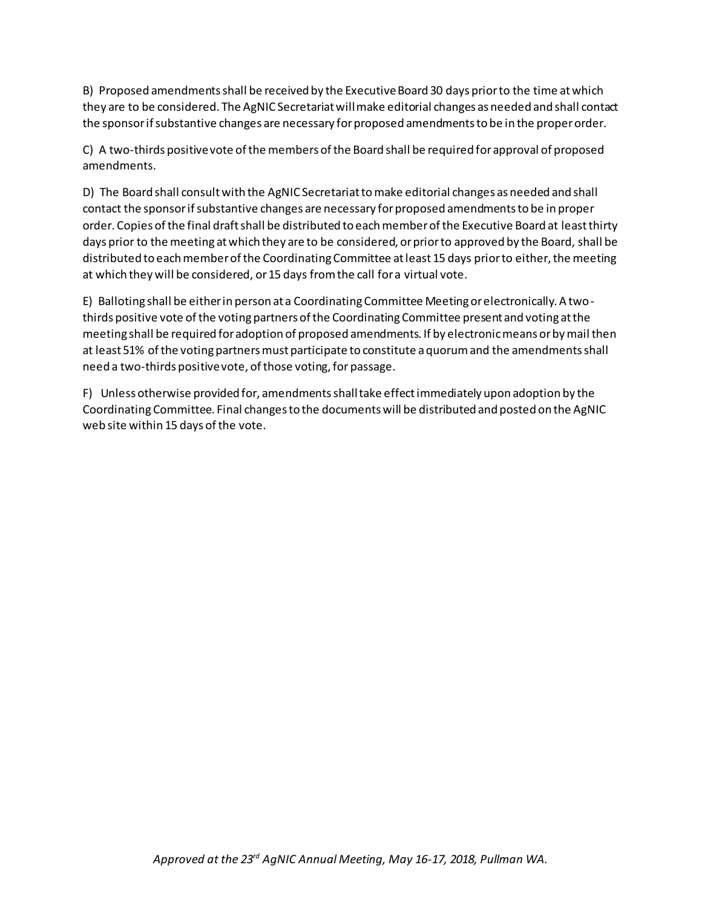B) Proposed amendments shall be received by the Executive Board 30 days prior to the time at which they are to be considered. The AgNIC Secretariat will make editorial changes as needed and shall contact the sponsor if substantive changes are necessary for proposed amendments to be in the proper order.

C) A two-thirds positive vote of the members of the Board shall be required for approval of proposed amendments.

D) The Board shall consult with the AgNIC Secretariat to make editorial changes as needed and shall contact the sponsor if substantive changes are necessary for proposed amendments to be in proper order. Copies of the final draft shall be distributed to each member of the Executive Board at least thirty days prior to the meeting at which they are to be considered, or prior to approved by the Board, shall be distributed to each member of the Coordinating Committee at least 15 days prior to either, the meeting at which they will be considered, or 15 days from the call for a virtual vote.

E) Balloting shall be either in person at a Coordinating Committee Meeting or electronically. A two-thirds positive vote of the voting partners of the Coordinating Committee present and voting at the meeting shall be required for adoption of proposed amendments. If by electronic means or by mail then at least 51% of the voting partners must participate to constitute a quorum and the amendments shall need a two-thirds positive vote, of those voting, for passage.

F) Unless otherwise provided for, amendments shall take effect immediately upon adoption by the Coordinating Committee. Final changes to the documents will be distributed and posted on the AgNIC web site within 15 days of the vote.

*Approved at the 23rd AgNIC Annual Meeting, May 16-17, 2018, Pullman WA.*